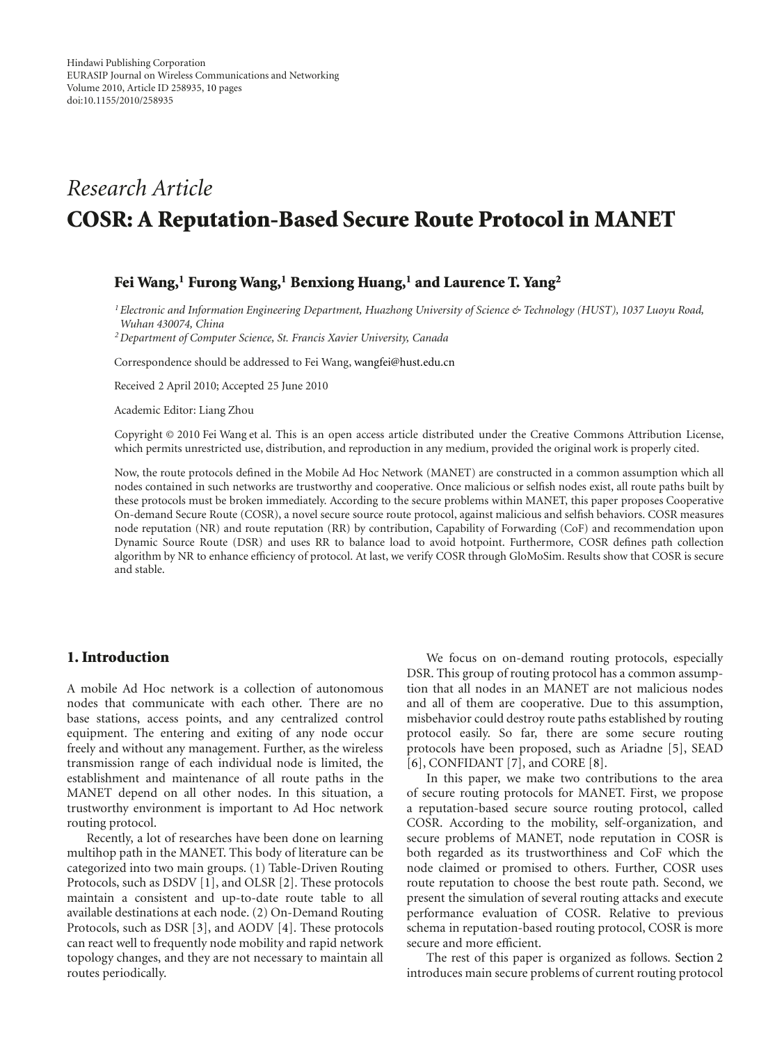Hindawi Publishing Corporation
EURASIP Journal on Wireless Communications and Networking
Volume 2010, Article ID 258935, 10 pages
doi:10.1155/2010/258935

*Research Article*

# COSR: A Reputation-Based Secure Route Protocol in MANET

**Fei Wang,[1] Furong Wang,[1] Benxiong Huang,[1] and Laurence T. Yang[2]**

[1] *Electronic and Information Engineering Department, Huazhong University of Science & Technology (HUST), 1037 Luoyu Road, Wuhan 430074, China*

[2] *Department of Computer Science, St. Francis Xavier University, Canada*

Correspondence should be addressed to Fei Wang, wangfei@hust.edu.cn

Received 2 April 2010; Accepted 25 June 2010

Academic Editor: Liang Zhou

Copyright © 2010 Fei Wang et al. This is an open access article distributed under the Creative Commons Attribution License, which permits unrestricted use, distribution, and reproduction in any medium, provided the original work is properly cited.

Now, the route protocols defined in the Mobile Ad Hoc Network (MANET) are constructed in a common assumption which all nodes contained in such networks are trustworthy and cooperative. Once malicious or selfish nodes exist, all route paths built by these protocols must be broken immediately. According to the secure problems within MANET, this paper proposes Cooperative On-demand Secure Route (COSR), a novel secure source route protocol, against malicious and selfish behaviors. COSR measures node reputation (NR) and route reputation (RR) by contribution, Capability of Forwarding (CoF) and recommendation upon Dynamic Source Route (DSR) and uses RR to balance load to avoid hotpoint. Furthermore, COSR defines path collection algorithm by NR to enhance efficiency of protocol. At last, we verify COSR through GloMoSim. Results show that COSR is secure and stable.

## 1. Introduction

A mobile Ad Hoc network is a collection of autonomous nodes that communicate with each other. There are no base stations, access points, and any centralized control equipment. The entering and exiting of any node occur freely and without any management. Further, as the wireless transmission range of each individual node is limited, the establishment and maintenance of all route paths in the MANET depend on all other nodes. In this situation, a trustworthy environment is important to Ad Hoc network routing protocol.

Recently, a lot of researches have been done on learning multihop path in the MANET. This body of literature can be categorized into two main groups. (1) Table-Driven Routing Protocols, such as DSDV [1], and OLSR [2]. These protocols maintain a consistent and up-to-date route table to all available destinations at each node. (2) On-Demand Routing Protocols, such as DSR [3], and AODV [4]. These protocols can react well to frequently node mobility and rapid network topology changes, and they are not necessary to maintain all routes periodically.

We focus on on-demand routing protocols, especially DSR. This group of routing protocol has a common assumption that all nodes in an MANET are not malicious nodes and all of them are cooperative. Due to this assumption, misbehavior could destroy route paths established by routing protocol easily. So far, there are some secure routing protocols have been proposed, such as Ariadne [5], SEAD [6], CONFIDANT [7], and CORE [8].

In this paper, we make two contributions to the area of secure routing protocols for MANET. First, we propose a reputation-based secure source routing protocol, called COSR. According to the mobility, self-organization, and secure problems of MANET, node reputation in COSR is both regarded as its trustworthiness and CoF which the node claimed or promised to others. Further, COSR uses route reputation to choose the best route path. Second, we present the simulation of several routing attacks and execute performance evaluation of COSR. Relative to previous schema in reputation-based routing protocol, COSR is more secure and more efficient.

The rest of this paper is organized as follows. Section 2 introduces main secure problems of current routing protocol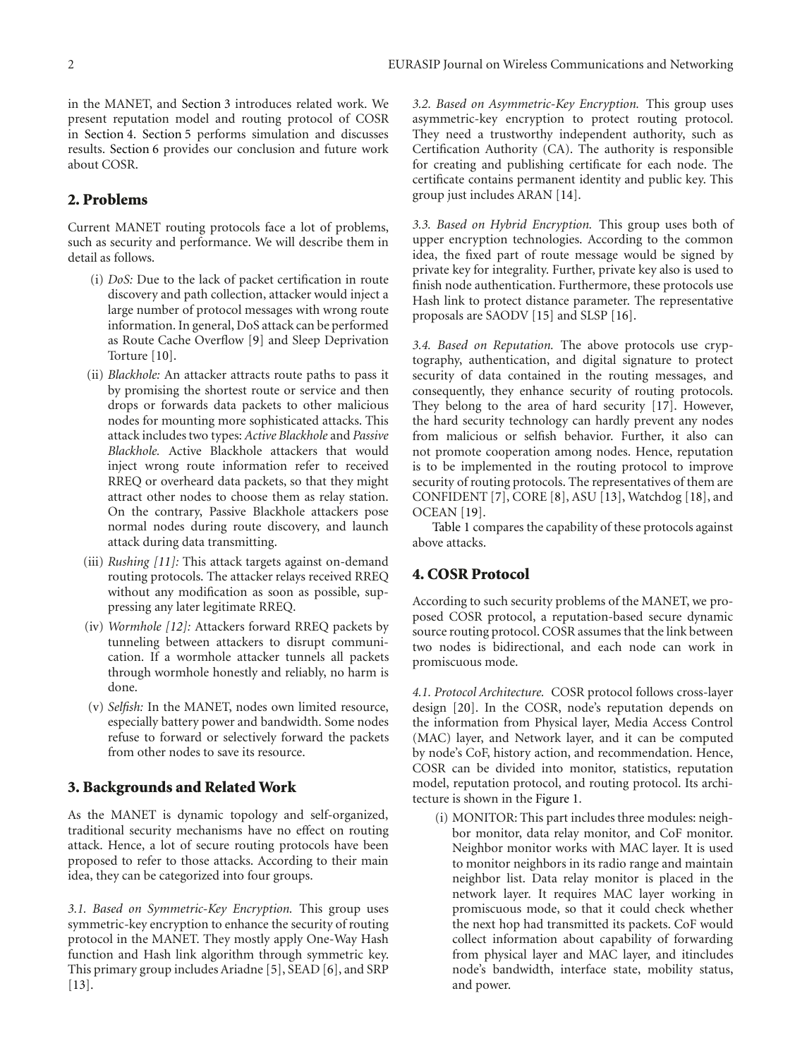in the MANET, and Section 3 introduces related work. We present reputation model and routing protocol of COSR in Section 4. Section 5 performs simulation and discusses results. Section 6 provides our conclusion and future work about COSR.

## 2. Problems

Current MANET routing protocols face a lot of problems, such as security and performance. We will describe them in detail as follows.

(i) *DoS:* Due to the lack of packet certification in route discovery and path collection, attacker would inject a large number of protocol messages with wrong route information. In general, DoS attack can be performed as Route Cache Overflow [9] and Sleep Deprivation Torture [10].

(ii) *Blackhole:* An attacker attracts route paths to pass it by promising the shortest route or service and then drops or forwards data packets to other malicious nodes for mounting more sophisticated attacks. This attack includes two types: *Active Blackhole* and *Passive Blackhole.* Active Blackhole attackers that would inject wrong route information refer to received RREQ or overheard data packets, so that they might attract other nodes to choose them as relay station. On the contrary, Passive Blackhole attackers pose normal nodes during route discovery, and launch attack during data transmitting.

(iii) *Rushing [11]:* This attack targets against on-demand routing protocols. The attacker relays received RREQ without any modification as soon as possible, suppressing any later legitimate RREQ.

(iv) *Wormhole [12]:* Attackers forward RREQ packets by tunneling between attackers to disrupt communication. If a wormhole attacker tunnels all packets through wormhole honestly and reliably, no harm is done.

(v) *Selfish:* In the MANET, nodes own limited resource, especially battery power and bandwidth. Some nodes refuse to forward or selectively forward the packets from other nodes to save its resource.

## 3. Backgrounds and Related Work

As the MANET is dynamic topology and self-organized, traditional security mechanisms have no effect on routing attack. Hence, a lot of secure routing protocols have been proposed to refer to those attacks. According to their main idea, they can be categorized into four groups.

*3.1. Based on Symmetric-Key Encryption.* This group uses symmetric-key encryption to enhance the security of routing protocol in the MANET. They mostly apply One-Way Hash function and Hash link algorithm through symmetric key. This primary group includes Ariadne [5], SEAD [6], and SRP [13].

*3.2. Based on Asymmetric-Key Encryption.* This group uses asymmetric-key encryption to protect routing protocol. They need a trustworthy independent authority, such as Certification Authority (CA). The authority is responsible for creating and publishing certificate for each node. The certificate contains permanent identity and public key. This group just includes ARAN [14].

*3.3. Based on Hybrid Encryption.* This group uses both of upper encryption technologies. According to the common idea, the fixed part of route message would be signed by private key for integrality. Further, private key also is used to finish node authentication. Furthermore, these protocols use Hash link to protect distance parameter. The representative proposals are SAODV [15] and SLSP [16].

*3.4. Based on Reputation.* The above protocols use cryptography, authentication, and digital signature to protect security of data contained in the routing messages, and consequently, they enhance security of routing protocols. They belong to the area of hard security [17]. However, the hard security technology can hardly prevent any nodes from malicious or selfish behavior. Further, it also can not promote cooperation among nodes. Hence, reputation is to be implemented in the routing protocol to improve security of routing protocols. The representatives of them are CONFIDENT [7], CORE [8], ASU [13], Watchdog [18], and OCEAN [19].

Table 1 compares the capability of these protocols against above attacks.

## 4. COSR Protocol

According to such security problems of the MANET, we proposed COSR protocol, a reputation-based secure dynamic source routing protocol. COSR assumes that the link between two nodes is bidirectional, and each node can work in promiscuous mode.

*4.1. Protocol Architecture.* COSR protocol follows cross-layer design [20]. In the COSR, node's reputation depends on the information from Physical layer, Media Access Control (MAC) layer, and Network layer, and it can be computed by node's CoF, history action, and recommendation. Hence, COSR can be divided into monitor, statistics, reputation model, reputation protocol, and routing protocol. Its architecture is shown in the Figure 1.

(i) MONITOR: This part includes three modules: neighbor monitor, data relay monitor, and CoF monitor. Neighbor monitor works with MAC layer. It is used to monitor neighbors in its radio range and maintain neighbor list. Data relay monitor is placed in the network layer. It requires MAC layer working in promiscuous mode, so that it could check whether the next hop had transmitted its packets. CoF would collect information about capability of forwarding from physical layer and MAC layer, and itincludes node's bandwidth, interface state, mobility status, and power.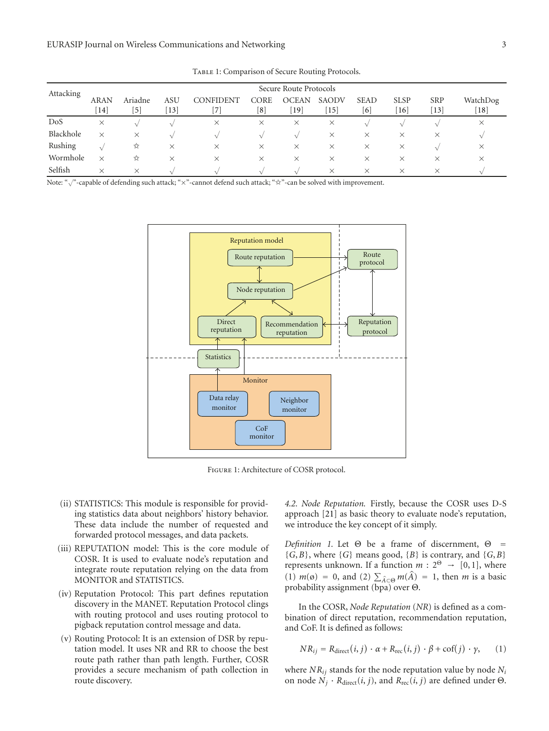Table 1: Comparison of Secure Routing Protocols.

| Attacking | ARAN [14] | Ariadne [5] | ASU [13] | CONFIDENT [7] | CORE [8] | OCEAN [19] | SAODV [15] | SEAD [6] | SLSP [16] | SRP [13] | WatchDog [18] |
|---|---|---|---|---|---|---|---|---|---|---|---|
| DoS | × | √ | √ | × | × | × | × | √ | √ | √ | × |
| Blackhole | × | × | √ | √ | √ | √ | × | × | × | × | √ |
| Rushing | √ | ☆ | × | × | × | × | × | × | × | √ | × |
| Wormhole | × | ☆ | × | × | × | × | × | × | × | × | × |
| Selfish | × | × | √ | √ | √ | √ | × | × | × | × | √ |

Note: "√"-capable of defending such attack; "×"-cannot defend such attack; "☆"-can be solved with improvement.

Figure 1: Architecture of COSR protocol.

(ii) STATISTICS: This module is responsible for providing statistics data about neighbors' history behavior. These data include the number of requested and forwarded protocol messages, and data packets.

(iii) REPUTATION model: This is the core module of COSR. It is used to evaluate node's reputation and integrate route reputation relying on the data from MONITOR and STATISTICS.

(iv) Reputation Protocol: This part defines reputation discovery in the MANET. Reputation Protocol clings with routing protocol and uses routing protocol to pigback reputation control message and data.

(v) Routing Protocol: It is an extension of DSR by reputation model. It uses NR and RR to choose the best route path rather than path length. Further, COSR provides a secure mechanism of path collection in route discovery.

*4.2. Node Reputation.* Firstly, because the COSR uses D-S approach [21] as basic theory to evaluate node's reputation, we introduce the key concept of it simply.

*Definition 1.* Let $\Theta$ be a frame of discernment, $\Theta = \{G, B\}$, where $\{G\}$ means good, $\{B\}$ is contrary, and $\{G, B\}$ represents unknown. If a function $m : 2^{\Theta} \rightarrow [0, 1]$, where (1) $m(\emptyset) = 0$, and (2) $\sum_{\hat{A} \subset \Theta} m(\hat{A}) = 1$, then $m$ is a basic probability assignment (bpa) over $\Theta$.

In the COSR, *Node Reputation* (*NR*) is defined as a combination of direct reputation, recommendation reputation, and CoF. It is defined as follows:

$$NR_{ij} = R_{\text{direct}}(i, j) \cdot \alpha + R_{\text{rec}}(i, j) \cdot \beta + \text{cof}(j) \cdot \gamma, \quad (1)$$

where $NR_{ij}$ stands for the node reputation value by node $N_i$ on node $N_j \cdot R_{\text{direct}}(i, j)$, and $R_{\text{rec}}(i, j)$ are defined under $\Theta$.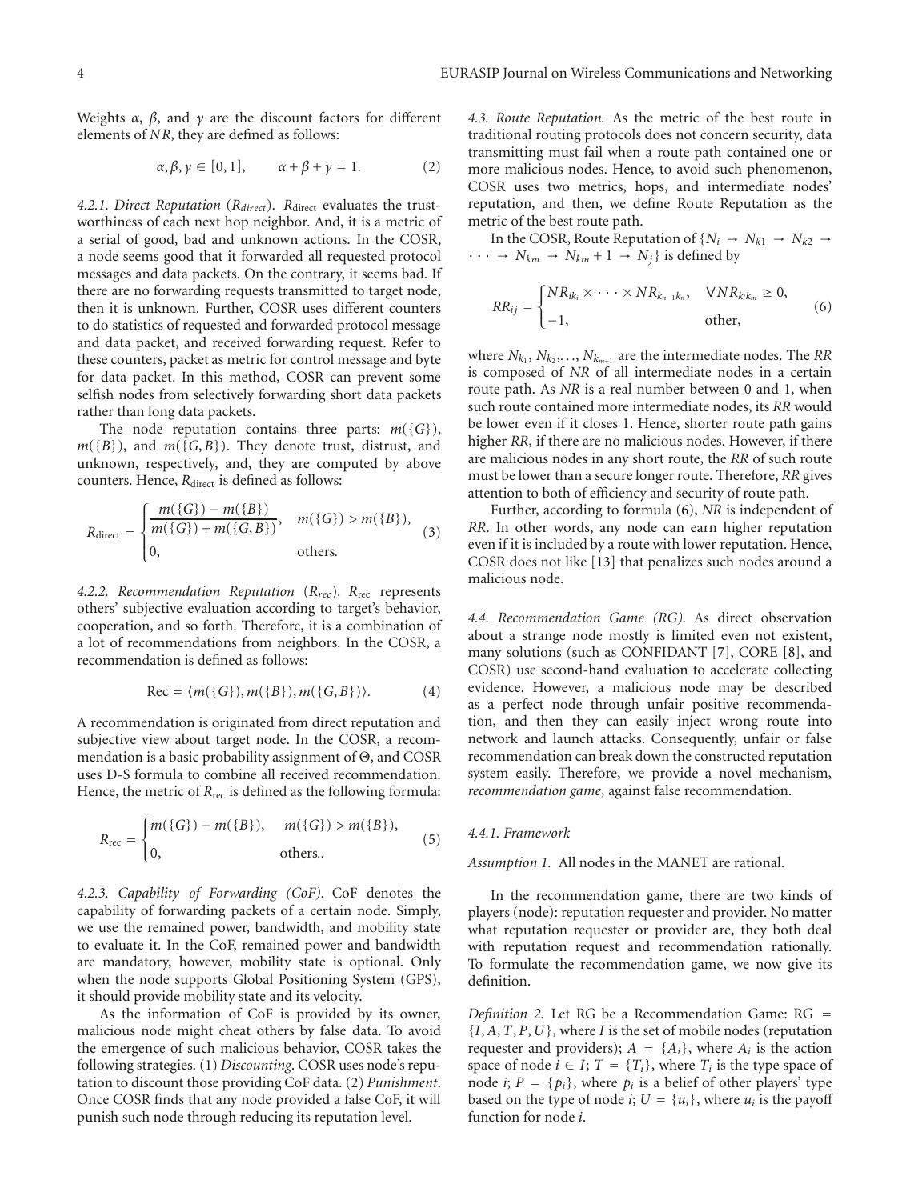Weights $\alpha$, $\beta$, and $\gamma$ are the discount factors for different elements of $NR$, they are defined as follows:

$$\alpha, \beta, \gamma \in [0,1], \qquad \alpha + \beta + \gamma = 1. \tag{2}$$

*4.2.1. Direct Reputation ($R_{direct}$).* $R_{\text{direct}}$ evaluates the trustworthiness of each next hop neighbor. And, it is a metric of a serial of good, bad and unknown actions. In the COSR, a node seems good that it forwarded all requested protocol messages and data packets. On the contrary, it seems bad. If there are no forwarding requests transmitted to target node, then it is unknown. Further, COSR uses different counters to do statistics of requested and forwarded protocol message and data packet, and received forwarding request. Refer to these counters, packet as metric for control message and byte for data packet. In this method, COSR can prevent some selfish nodes from selectively forwarding short data packets rather than long data packets.

The node reputation contains three parts: $m(\{G\})$, $m(\{B\})$, and $m(\{G,B\})$. They denote trust, distrust, and unknown, respectively, and, they are computed by above counters. Hence, $R_{\text{direct}}$ is defined as follows:

$$R_{\text{direct}} = \begin{cases} \dfrac{m(\{G\}) - m(\{B\})}{m(\{G\}) + m(\{G,B\})}, & m(\{G\}) > m(\{B\}), \\ 0, & \text{others.} \end{cases} \tag{3}$$

*4.2.2. Recommendation Reputation ($R_{rec}$).* $R_{\text{rec}}$ represents others' subjective evaluation according to target's behavior, cooperation, and so forth. Therefore, it is a combination of a lot of recommendations from neighbors. In the COSR, a recommendation is defined as follows:

$$\text{Rec} = \langle m(\{G\}), m(\{B\}), m(\{G,B\}) \rangle. \tag{4}$$

A recommendation is originated from direct reputation and subjective view about target node. In the COSR, a recommendation is a basic probability assignment of $\Theta$, and COSR uses D-S formula to combine all received recommendation. Hence, the metric of $R_{\text{rec}}$ is defined as the following formula:

$$R_{\text{rec}} = \begin{cases} m(\{G\}) - m(\{B\}), & m(\{G\}) > m(\{B\}), \\ 0, & \text{others.}. \end{cases} \tag{5}$$

*4.2.3. Capability of Forwarding (CoF).* CoF denotes the capability of forwarding packets of a certain node. Simply, we use the remained power, bandwidth, and mobility state to evaluate it. In the CoF, remained power and bandwidth are mandatory, however, mobility state is optional. Only when the node supports Global Positioning System (GPS), it should provide mobility state and its velocity.

As the information of CoF is provided by its owner, malicious node might cheat others by false data. To avoid the emergence of such malicious behavior, COSR takes the following strategies. (1) *Discounting*. COSR uses node's reputation to discount those providing CoF data. (2) *Punishment*. Once COSR finds that any node provided a false CoF, it will punish such node through reducing its reputation level.

*4.3. Route Reputation.* As the metric of the best route in traditional routing protocols does not concern security, data transmitting must fail when a route path contained one or more malicious nodes. Hence, to avoid such phenomenon, COSR uses two metrics, hops, and intermediate nodes' reputation, and then, we define Route Reputation as the metric of the best route path.

In the COSR, Route Reputation of $\{N_i \rightarrow N_{k1} \rightarrow N_{k2} \rightarrow \cdots \rightarrow N_{km} \rightarrow N_{km}+1 \rightarrow N_j\}$ is defined by

$$RR_{ij} = \begin{cases} NR_{ik_i} \times \cdots \times NR_{k_{n-1}k_n}, & \forall NR_{k_l k_m} \geq 0, \\ -1, & \text{other}, \end{cases} \tag{6}$$

where $N_{k_1}, N_{k_2}, \ldots, N_{k_{m+1}}$ are the intermediate nodes. The $RR$ is composed of $NR$ of all intermediate nodes in a certain route path. As $NR$ is a real number between 0 and 1, when such route contained more intermediate nodes, its $RR$ would be lower even if it closes 1. Hence, shorter route path gains higher $RR$, if there are no malicious nodes. However, if there are malicious nodes in any short route, the $RR$ of such route must be lower than a secure longer route. Therefore, $RR$ gives attention to both of efficiency and security of route path.

Further, according to formula (6), $NR$ is independent of $RR$. In other words, any node can earn higher reputation even if it is included by a route with lower reputation. Hence, COSR does not like [13] that penalizes such nodes around a malicious node.

*4.4. Recommendation Game (RG).* As direct observation about a strange node mostly is limited even not existent, many solutions (such as CONFIDANT [7], CORE [8], and COSR) use second-hand evaluation to accelerate collecting evidence. However, a malicious node may be described as a perfect node through unfair positive recommendation, and then they can easily inject wrong route into network and launch attacks. Consequently, unfair or false recommendation can break down the constructed reputation system easily. Therefore, we provide a novel mechanism, *recommendation game*, against false recommendation.

*4.4.1. Framework*

*Assumption 1.* All nodes in the MANET are rational.

In the recommendation game, there are two kinds of players (node): reputation requester and provider. No matter what reputation requester or provider are, they both deal with reputation request and recommendation rationally. To formulate the recommendation game, we now give its definition.

*Definition 2.* Let RG be a Recommendation Game: RG $= \{I, A, T, P, U\}$, where $I$ is the set of mobile nodes (reputation requester and providers); $A = \{A_i\}$, where $A_i$ is the action space of node $i \in I$; $T = \{T_i\}$, where $T_i$ is the type space of node $i$; $P = \{p_i\}$, where $p_i$ is a belief of other players' type based on the type of node $i$; $U = \{u_i\}$, where $u_i$ is the payoff function for node $i$.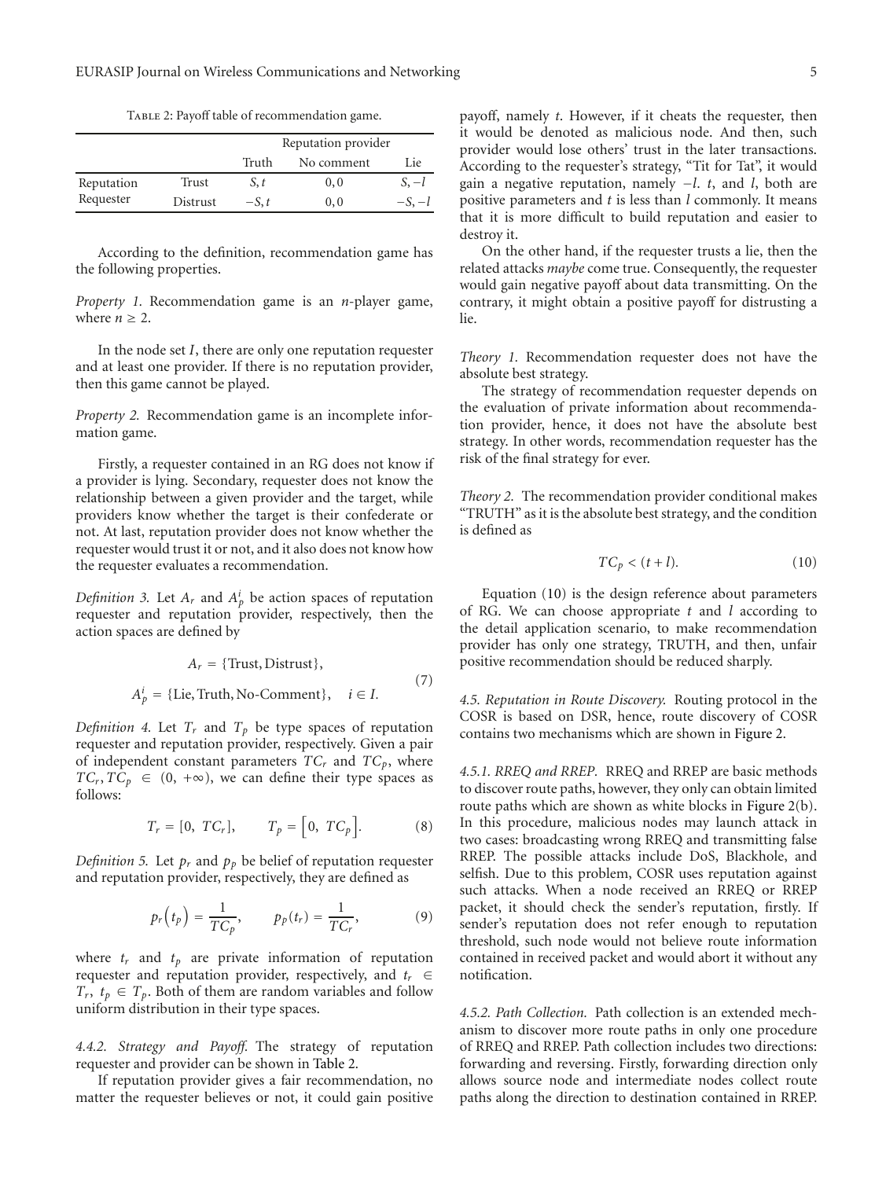Table 2: Payoff table of recommendation game.

| | | Reputation provider | | |
|---|---|---|---|---|
| | | Truth | No comment | Lie |
| Reputation Requester | Trust | $S, t$ | $0, 0$ | $S, -l$ |
| | Distrust | $-S, t$ | $0, 0$ | $-S, -l$ |

According to the definition, recommendation game has the following properties.

*Property 1.* Recommendation game is an $n$-player game, where $n \geq 2$.

In the node set $I$, there are only one reputation requester and at least one provider. If there is no reputation provider, then this game cannot be played.

*Property 2.* Recommendation game is an incomplete information game.

Firstly, a requester contained in an RG does not know if a provider is lying. Secondary, requester does not know the relationship between a given provider and the target, while providers know whether the target is their confederate or not. At last, reputation provider does not know whether the requester would trust it or not, and it also does not know how the requester evaluates a recommendation.

*Definition 3.* Let $A_r$ and $A_p^i$ be action spaces of reputation requester and reputation provider, respectively, then the action spaces are defined by

$$A_r = \{\text{Trust}, \text{Distrust}\},$$
$$A_p^i = \{\text{Lie}, \text{Truth}, \text{No-Comment}\}, \quad i \in I. \tag{7}$$

*Definition 4.* Let $T_r$ and $T_p$ be type spaces of reputation requester and reputation provider, respectively. Given a pair of independent constant parameters $TC_r$ and $TC_p$, where $TC_r, TC_p \in (0, +\infty)$, we can define their type spaces as follows:

$$T_r = [0,\ TC_r], \qquad T_p = \left[0,\ TC_p\right]. \tag{8}$$

*Definition 5.* Let $p_r$ and $p_p$ be belief of reputation requester and reputation provider, respectively, they are defined as

$$p_r\left(t_p\right) = \frac{1}{TC_p}, \qquad p_p(t_r) = \frac{1}{TC_r}, \tag{9}$$

where $t_r$ and $t_p$ are private information of reputation requester and reputation provider, respectively, and $t_r \in T_r$, $t_p \in T_p$. Both of them are random variables and follow uniform distribution in their type spaces.

*4.4.2. Strategy and Payoff.* The strategy of reputation requester and provider can be shown in Table 2.

If reputation provider gives a fair recommendation, no matter the requester believes or not, it could gain positive payoff, namely $t$. However, if it cheats the requester, then it would be denoted as malicious node. And then, such provider would lose others' trust in the later transactions. According to the requester's strategy, "Tit for Tat", it would gain a negative reputation, namely $-l$. $t$, and $l$, both are positive parameters and $t$ is less than $l$ commonly. It means that it is more difficult to build reputation and easier to destroy it.

On the other hand, if the requester trusts a lie, then the related attacks *maybe* come true. Consequently, the requester would gain negative payoff about data transmitting. On the contrary, it might obtain a positive payoff for distrusting a lie.

*Theory 1.* Recommendation requester does not have the absolute best strategy.

The strategy of recommendation requester depends on the evaluation of private information about recommendation provider, hence, it does not have the absolute best strategy. In other words, recommendation requester has the risk of the final strategy for ever.

*Theory 2.* The recommendation provider conditional makes "TRUTH" as it is the absolute best strategy, and the condition is defined as

$$TC_p < (t + l). \tag{10}$$

Equation (10) is the design reference about parameters of RG. We can choose appropriate $t$ and $l$ according to the detail application scenario, to make recommendation provider has only one strategy, TRUTH, and then, unfair positive recommendation should be reduced sharply.

*4.5. Reputation in Route Discovery.* Routing protocol in the COSR is based on DSR, hence, route discovery of COSR contains two mechanisms which are shown in Figure 2.

*4.5.1. RREQ and RREP.* RREQ and RREP are basic methods to discover route paths, however, they only can obtain limited route paths which are shown as white blocks in Figure 2(b). In this procedure, malicious nodes may launch attack in two cases: broadcasting wrong RREQ and transmitting false RREP. The possible attacks include DoS, Blackhole, and selfish. Due to this problem, COSR uses reputation against such attacks. When a node received an RREQ or RREP packet, it should check the sender's reputation, firstly. If sender's reputation does not refer enough to reputation threshold, such node would not believe route information contained in received packet and would abort it without any notification.

*4.5.2. Path Collection.* Path collection is an extended mechanism to discover more route paths in only one procedure of RREQ and RREP. Path collection includes two directions: forwarding and reversing. Firstly, forwarding direction only allows source node and intermediate nodes collect route paths along the direction to destination contained in RREP.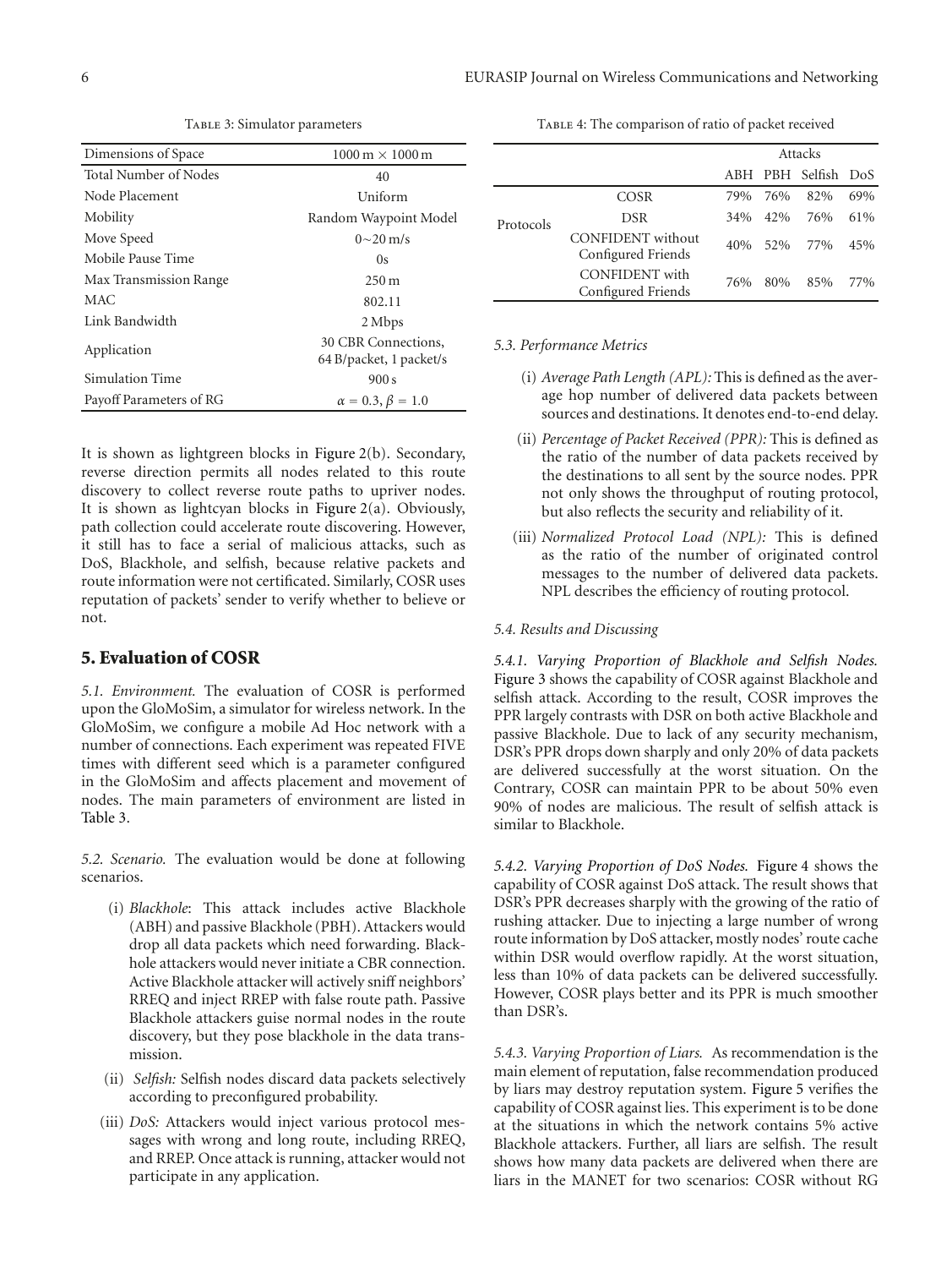Table 3: Simulator parameters

| | |
|---|---|
| Dimensions of Space | $1000\,\text{m} \times 1000\,\text{m}$ |
| Total Number of Nodes | 40 |
| Node Placement | Uniform |
| Mobility | Random Waypoint Model |
| Move Speed | $0{\sim}20\,\text{m/s}$ |
| Mobile Pause Time | 0s |
| Max Transmission Range | 250 m |
| MAC | 802.11 |
| Link Bandwidth | 2 Mbps |
| Application | 30 CBR Connections, 64 B/packet, 1 packet/s |
| Simulation Time | 900 s |
| Payoff Parameters of RG | $\alpha = 0.3$, $\beta = 1.0$ |

It is shown as lightgreen blocks in Figure 2(b). Secondary, reverse direction permits all nodes related to this route discovery to collect reverse route paths to upriver nodes. It is shown as lightcyan blocks in Figure 2(a). Obviously, path collection could accelerate route discovering. However, it still has to face a serial of malicious attacks, such as DoS, Blackhole, and selfish, because relative packets and route information were not certificated. Similarly, COSR uses reputation of packets' sender to verify whether to believe or not.

## 5. Evaluation of COSR

*5.1. Environment.* The evaluation of COSR is performed upon the GloMoSim, a simulator for wireless network. In the GloMoSim, we configure a mobile Ad Hoc network with a number of connections. Each experiment was repeated FIVE times with different seed which is a parameter configured in the GloMoSim and affects placement and movement of nodes. The main parameters of environment are listed in Table 3.

*5.2. Scenario.* The evaluation would be done at following scenarios.

(i) *Blackhole*: This attack includes active Blackhole (ABH) and passive Blackhole (PBH). Attackers would drop all data packets which need forwarding. Blackhole attackers would never initiate a CBR connection. Active Blackhole attacker will actively sniff neighbors' RREQ and inject RREP with false route path. Passive Blackhole attackers guise normal nodes in the route discovery, but they pose blackhole in the data transmission.

(ii) *Selfish:* Selfish nodes discard data packets selectively according to preconfigured probability.

(iii) *DoS:* Attackers would inject various protocol messages with wrong and long route, including RREQ, and RREP. Once attack is running, attacker would not participate in any application.

Table 4: The comparison of ratio of packet received

| | | Attacks | | | |
|---|---|---|---|---|---|
| | | ABH | PBH | Selfish | DoS |
| Protocols | COSR | 79% | 76% | 82% | 69% |
| | DSR | 34% | 42% | 76% | 61% |
| | CONFIDENT without Configured Friends | 40% | 52% | 77% | 45% |
| | CONFIDENT with Configured Friends | 76% | 80% | 85% | 77% |

*5.3. Performance Metrics*

(i) *Average Path Length (APL):* This is defined as the average hop number of delivered data packets between sources and destinations. It denotes end-to-end delay.

(ii) *Percentage of Packet Received (PPR):* This is defined as the ratio of the number of data packets received by the destinations to all sent by the source nodes. PPR not only shows the throughput of routing protocol, but also reflects the security and reliability of it.

(iii) *Normalized Protocol Load (NPL):* This is defined as the ratio of the number of originated control messages to the number of delivered data packets. NPL describes the efficiency of routing protocol.

*5.4. Results and Discussing*

*5.4.1. Varying Proportion of Blackhole and Selfish Nodes.* Figure 3 shows the capability of COSR against Blackhole and selfish attack. According to the result, COSR improves the PPR largely contrasts with DSR on both active Blackhole and passive Blackhole. Due to lack of any security mechanism, DSR's PPR drops down sharply and only 20% of data packets are delivered successfully at the worst situation. On the Contrary, COSR can maintain PPR to be about 50% even 90% of nodes are malicious. The result of selfish attack is similar to Blackhole.

*5.4.2. Varying Proportion of DoS Nodes.* Figure 4 shows the capability of COSR against DoS attack. The result shows that DSR's PPR decreases sharply with the growing of the ratio of rushing attacker. Due to injecting a large number of wrong route information by DoS attacker, mostly nodes' route cache within DSR would overflow rapidly. At the worst situation, less than 10% of data packets can be delivered successfully. However, COSR plays better and its PPR is much smoother than DSR's.

*5.4.3. Varying Proportion of Liars.* As recommendation is the main element of reputation, false recommendation produced by liars may destroy reputation system. Figure 5 verifies the capability of COSR against lies. This experiment is to be done at the situations in which the network contains 5% active Blackhole attackers. Further, all liars are selfish. The result shows how many data packets are delivered when there are liars in the MANET for two scenarios: COSR without RG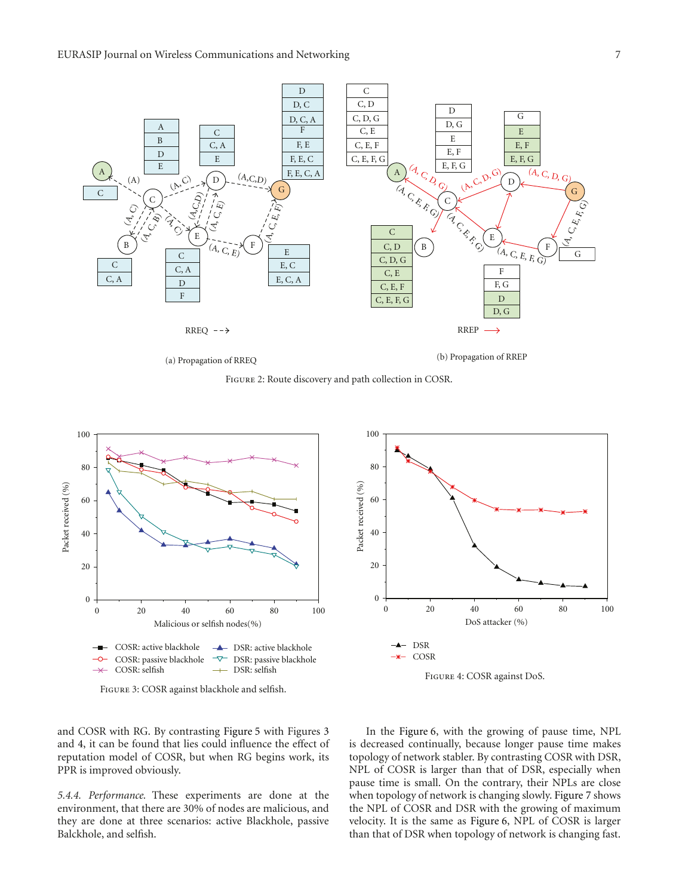Figure 2: Route discovery and path collection in COSR.

(a) Propagation of RREQ

(b) Propagation of RREP

Figure 3: COSR against blackhole and selfish.

Figure 4: COSR against DoS.

and COSR with RG. By contrasting Figure 5 with Figures 3 and 4, it can be found that lies could influence the effect of reputation model of COSR, but when RG begins work, its PPR is improved obviously.

*5.4.4. Performance.* These experiments are done at the environment, that there are 30% of nodes are malicious, and they are done at three scenarios: active Blackhole, passive Balckhole, and selfish.

In the Figure 6, with the growing of pause time, NPL is decreased continually, because longer pause time makes topology of network stabler. By contrasting COSR with DSR, NPL of COSR is larger than that of DSR, especially when pause time is small. On the contrary, their NPLs are close when topology of network is changing slowly. Figure 7 shows the NPL of COSR and DSR with the growing of maximum velocity. It is the same as Figure 6, NPL of COSR is larger than that of DSR when topology of network is changing fast.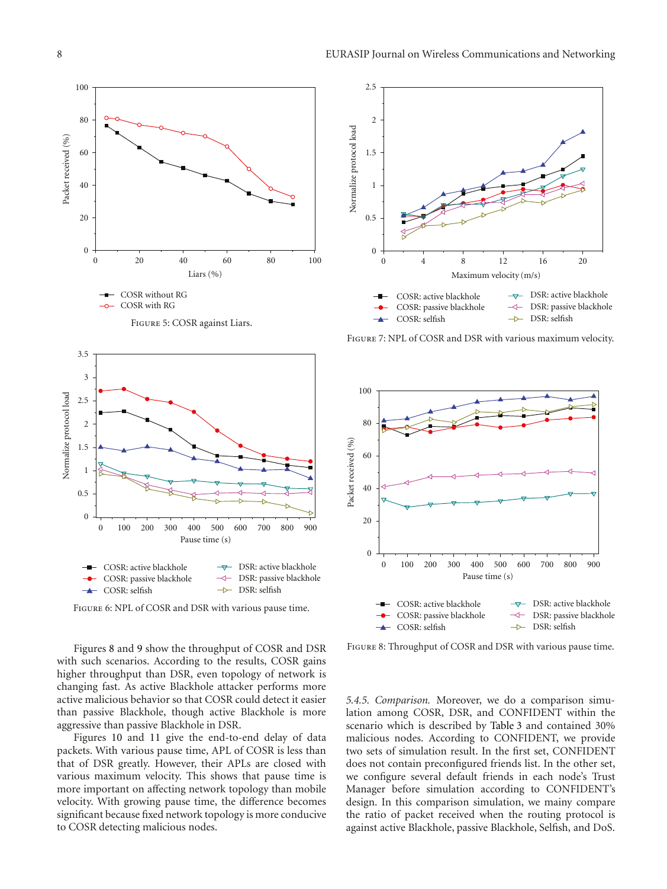Figure 5: COSR against Liars.

Figure 7: NPL of COSR and DSR with various maximum velocity.

Figure 6: NPL of COSR and DSR with various pause time.

Figure 8: Throughput of COSR and DSR with various pause time.

Figures 8 and 9 show the throughput of COSR and DSR with such scenarios. According to the results, COSR gains higher throughput than DSR, even topology of network is changing fast. As active Blackhole attacker performs more active malicious behavior so that COSR could detect it easier than passive Blackhole, though active Blackhole is more aggressive than passive Blackhole in DSR.

Figures 10 and 11 give the end-to-end delay of data packets. With various pause time, APL of COSR is less than that of DSR greatly. However, their APLs are closed with various maximum velocity. This shows that pause time is more important on affecting network topology than mobile velocity. With growing pause time, the difference becomes significant because fixed network topology is more conducive to COSR detecting malicious nodes.

*5.4.5. Comparison.* Moreover, we do a comparison simulation among COSR, DSR, and CONFIDENT within the scenario which is described by Table 3 and contained 30% malicious nodes. According to CONFIDENT, we provide two sets of simulation result. In the first set, CONFIDENT does not contain preconfigured friends list. In the other set, we configure several default friends in each node's Trust Manager before simulation according to CONFIDENT's design. In this comparison simulation, we mainy compare the ratio of packet received when the routing protocol is against active Blackhole, passive Blackhole, Selfish, and DoS.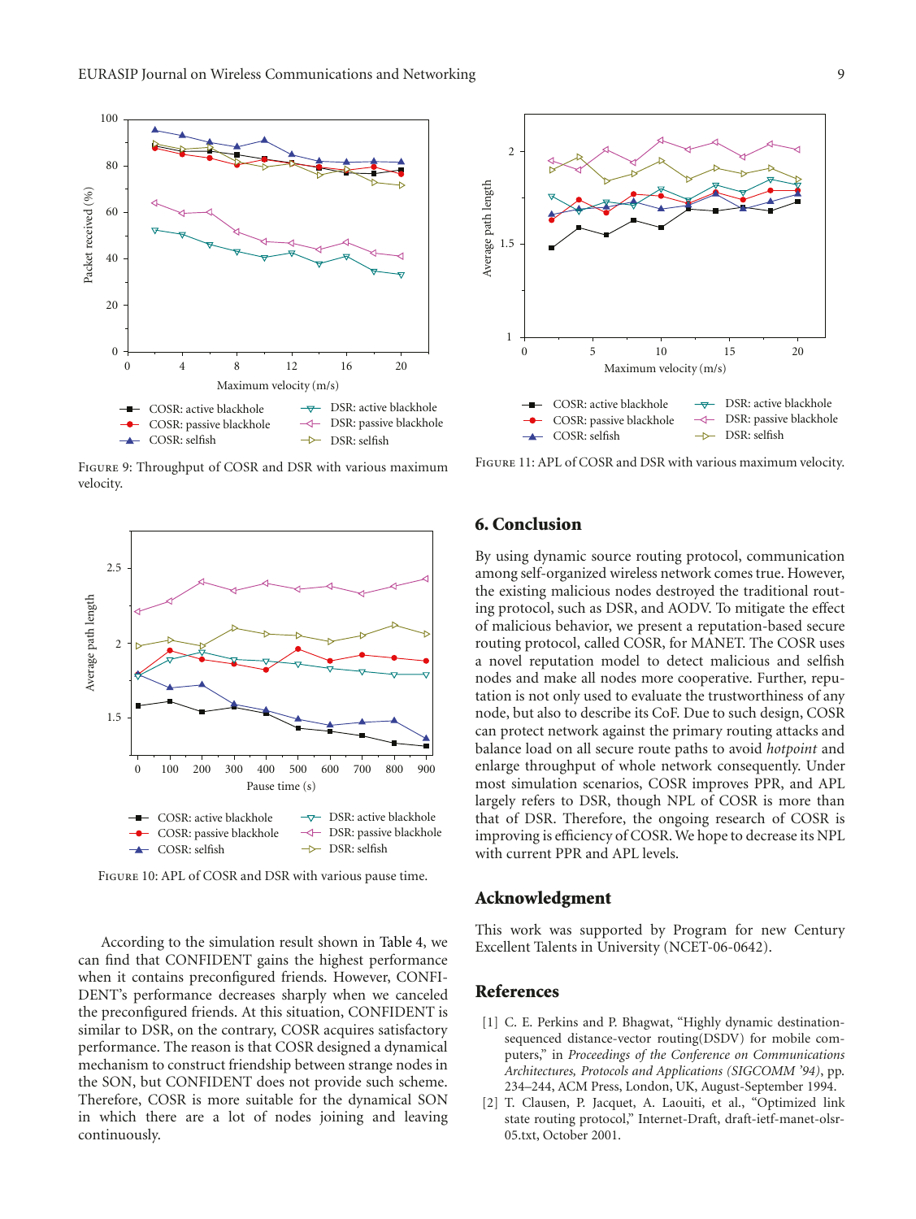100
80
60
40
20
0
Packet received (%)
0
4
8
12
16
20
Maximum velocity (m/s)

COSR: active blackhole
COSR: passive blackhole
COSR: selfish
DSR: active blackhole
DSR: passive blackhole
DSR: selfish

Figure 9: Throughput of COSR and DSR with various maximum velocity.

2
1.5
1
Average path length
0
5
10
15
20
Maximum velocity (m/s)

COSR: active blackhole
COSR: passive blackhole
COSR: selfish
DSR: active blackhole
DSR: passive blackhole
DSR: selfish

Figure 11: APL of COSR and DSR with various maximum velocity.

2.5
2
1.5
Average path length
0
100
200
300
400
500
600
700
800
900
Pause time (s)

COSR: active blackhole
COSR: passive blackhole
COSR: selfish
DSR: active blackhole
DSR: passive blackhole
DSR: selfish

Figure 10: APL of COSR and DSR with various pause time.

According to the simulation result shown in Table 4, we can find that CONFIDENT gains the highest performance when it contains preconfigured friends. However, CONFIDENT's performance decreases sharply when we canceled the preconfigured friends. At this situation, CONFIDENT is similar to DSR, on the contrary, COSR acquires satisfactory performance. The reason is that COSR designed a dynamical mechanism to construct friendship between strange nodes in the SON, but CONFIDENT does not provide such scheme. Therefore, COSR is more suitable for the dynamical SON in which there are a lot of nodes joining and leaving continuously.

## 6. Conclusion

By using dynamic source routing protocol, communication among self-organized wireless network comes true. However, the existing malicious nodes destroyed the traditional routing protocol, such as DSR, and AODV. To mitigate the effect of malicious behavior, we present a reputation-based secure routing protocol, called COSR, for MANET. The COSR uses a novel reputation model to detect malicious and selfish nodes and make all nodes more cooperative. Further, reputation is not only used to evaluate the trustworthiness of any node, but also to describe its CoF. Due to such design, COSR can protect network against the primary routing attacks and balance load on all secure route paths to avoid *hotpoint* and enlarge throughput of whole network consequently. Under most simulation scenarios, COSR improves PPR, and APL largely refers to DSR, though NPL of COSR is more than that of DSR. Therefore, the ongoing research of COSR is improving is efficiency of COSR. We hope to decrease its NPL with current PPR and APL levels.

## Acknowledgment

This work was supported by Program for new Century Excellent Talents in University (NCET-06-0642).

## References

[1] C. E. Perkins and P. Bhagwat, "Highly dynamic destination-sequenced distance-vector routing(DSDV) for mobile computers," in *Proceedings of the Conference on Communications Architectures, Protocols and Applications (SIGCOMM '94)*, pp. 234–244, ACM Press, London, UK, August-September 1994.

[2] T. Clausen, P. Jacquet, A. Laouiti, et al., "Optimized link state routing protocol," Internet-Draft, draft-ietf-manet-olsr-05.txt, October 2001.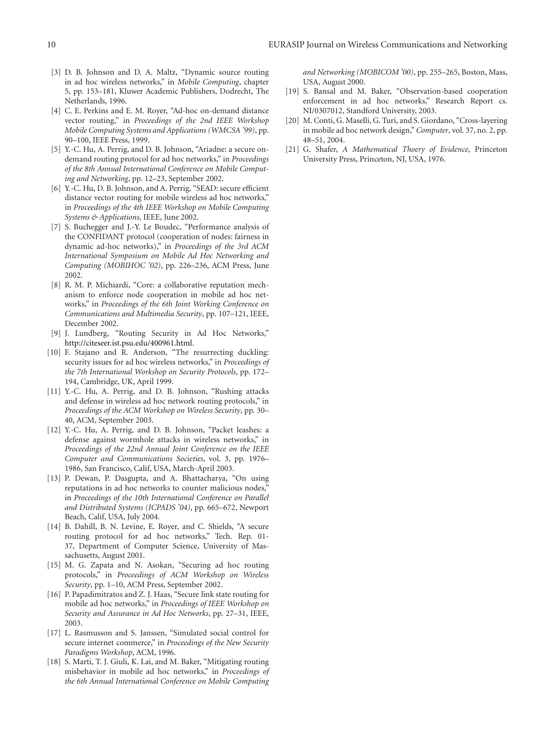[3] D. B. Johnson and D. A. Maltz, "Dynamic source routing in ad hoc wireless networks," in *Mobile Computing*, chapter 5, pp. 153–181, Kluwer Academic Publishers, Dodrecht, The Netherlands, 1996.

[4] C. E. Perkins and E. M. Royer, "Ad-hoc on-demand distance vector routing," in *Proceedings of the 2nd IEEE Workshop Mobile Computing Systems and Applications (WMCSA '99)*, pp. 90–100, IEEE Press, 1999.

[5] Y.-C. Hu, A. Perrig, and D. B. Johnson, "Ariadne: a secure on-demand routing protocol for ad hoc networks," in *Proceedings of the 8th Annual International Conference on Mobile Computing and Networking*, pp. 12–23, September 2002.

[6] Y.-C. Hu, D. B. Johnson, and A. Perrig, "SEAD: secure efficient distance vector routing for mobile wireless ad hoc networks," in *Proceedings of the 4th IEEE Workshop on Mobile Computing Systems & Applications*, IEEE, June 2002.

[7] S. Buchegger and J.-Y. Le Boudec, "Performance analysis of the CONFIDANT protocol (cooperation of nodes: fairness in dynamic ad-hoc networks)," in *Proceedings of the 3rd ACM International Symposium on Mobile Ad Hoc Networking and Computing (MOBIHOC '02)*, pp. 226–236, ACM Press, June 2002.

[8] R. M. P. Michiardi, "Core: a collaborative reputation mechanism to enforce node cooperation in mobile ad hoc networks," in *Proceedings of the 6th Joint Working Conference on Communications and Multimedia Security*, pp. 107–121, IEEE, December 2002.

[9] J. Lundberg, "Routing Security in Ad Hoc Networks," http://citeseer.ist.psu.edu/400961.html.

[10] F. Stajano and R. Anderson, "The resurrecting duckling: security issues for ad hoc wireless networks," in *Proceedings of the 7th International Workshop on Security Protocols*, pp. 172–194, Cambridge, UK, April 1999.

[11] Y.-C. Hu, A. Perrig, and D. B. Johnson, "Rushing attacks and defense in wireless ad hoc network routing protocols," in *Proceedings of the ACM Workshop on Wireless Security*, pp. 30–40, ACM, September 2003.

[12] Y.-C. Hu, A. Perrig, and D. B. Johnson, "Packet leashes: a defense against wormhole attacks in wireless networks," in *Proceedings of the 22nd Annual Joint Conference on the IEEE Computer and Communications Societies*, vol. 3, pp. 1976–1986, San Francisco, Calif, USA, March-April 2003.

[13] P. Dewan, P. Dasgupta, and A. Bhattacharya, "On using reputations in ad hoc networks to counter malicious nodes," in *Proceedings of the 10th International Conference on Parallel and Distributed Systems (ICPADS '04)*, pp. 665–672, Newport Beach, Calif, USA, July 2004.

[14] B. Dahill, B. N. Levine, E. Royer, and C. Shields, "A secure routing protocol for ad hoc networks," Tech. Rep. 01-37, Department of Computer Science, University of Massachusetts, August 2001.

[15] M. G. Zapata and N. Asokan, "Securing ad hoc routing protocols," in *Proceedings of ACM Workshop on Wireless Security*, pp. 1–10, ACM Press, September 2002.

[16] P. Papadimitratos and Z. J. Haas, "Secure link state routing for mobile ad hoc networks," in *Proceedings of IEEE Workshop on Security and Assurance in Ad Hoc Networks*, pp. 27–31, IEEE, 2003.

[17] L. Rasmusson and S. Janssen, "Simulated social control for secure internet commerce," in *Proceedings of the New Security Paradigms Workshop*, ACM, 1996.

[18] S. Marti, T. J. Giuli, K. Lai, and M. Baker, "Mitigating routing misbehavior in mobile ad hoc networks," in *Proceedings of the 6th Annual International Conference on Mobile Computing and Networking (MOBICOM '00)*, pp. 255–265, Boston, Mass, USA, August 2000.

[19] S. Bansal and M. Baker, "Observation-based cooperation enforcement in ad hoc networks," Research Report cs. NI/0307012, Standford University, 2003.

[20] M. Conti, G. Maselli, G. Turi, and S. Giordano, "Cross-layering in mobile ad hoc network design," *Computer*, vol. 37, no. 2, pp. 48–51, 2004.

[21] G. Shafer, *A Mathematical Thoery of Evidence*, Princeton University Press, Princeton, NJ, USA, 1976.